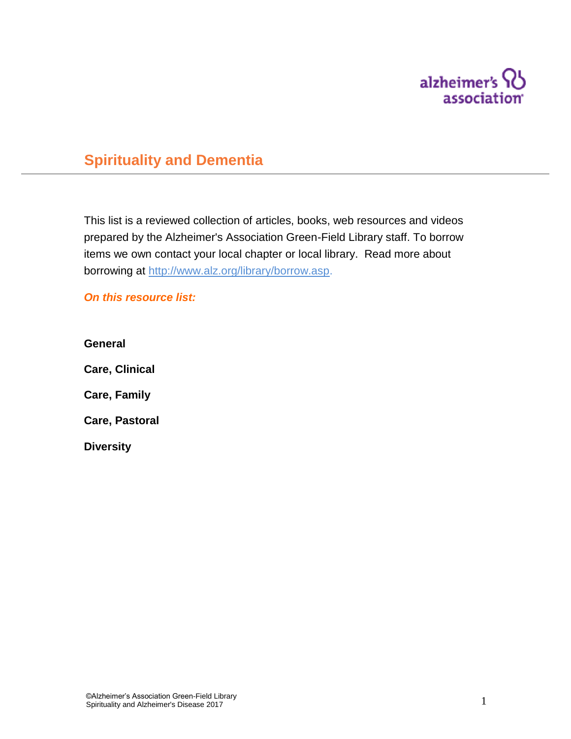# Spirituality and Dementia

This list is a reviewed collection of articles, books, web resources and videos prepared by the Alzheimer's Association Green-Field Library staff. To borrow items we own contact your local chapter or local library. Read more about borrowing at [http://www.alz.org/library/borrow.asp.](http://www.alz.org/library/borrow.asp)

***On this resource list:***

**General**

**Care, Clinical**

**Care, Family**

**Care, Pastoral**

**Diversity**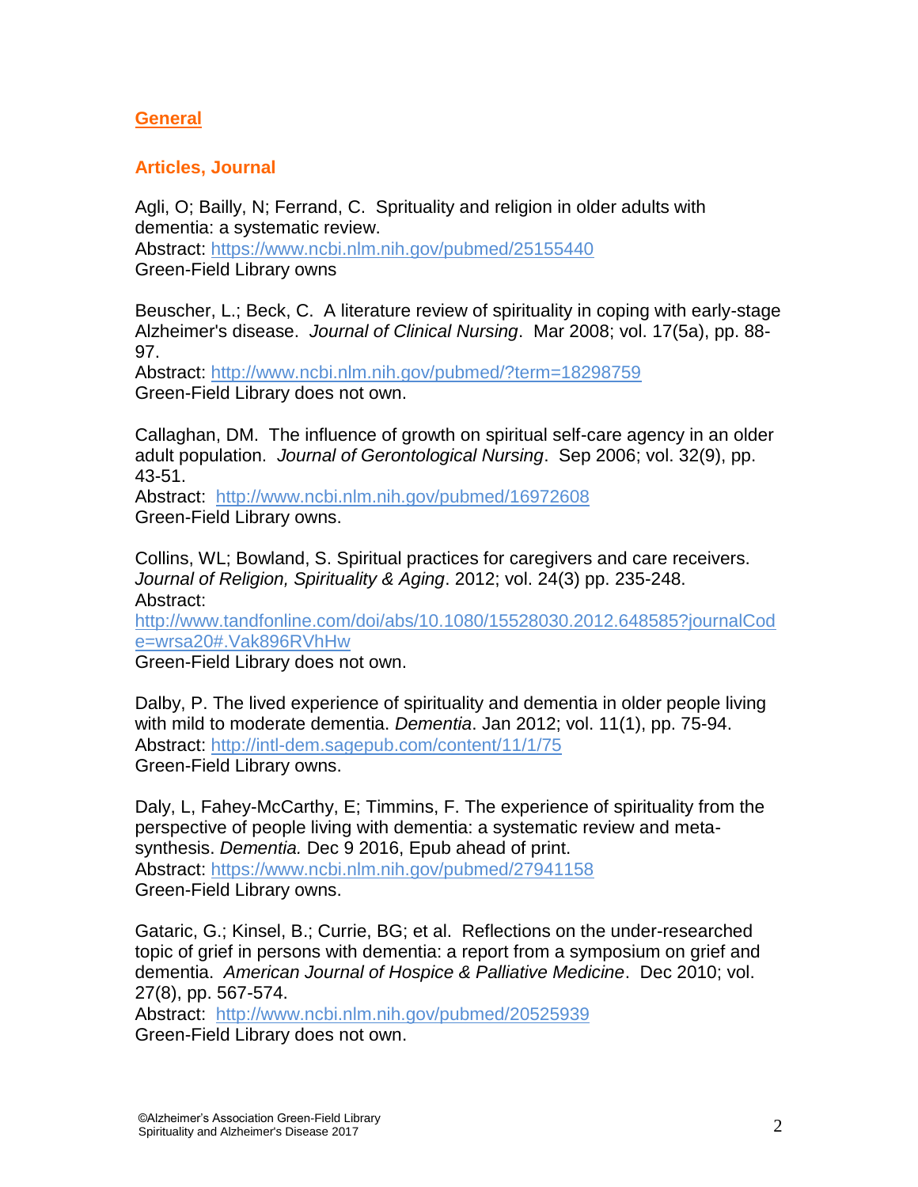## General

### Articles, Journal

Agli, O; Bailly, N; Ferrand, C. Sprituality and religion in older adults with dementia: a systematic review.
Abstract: https://www.ncbi.nlm.nih.gov/pubmed/25155440
Green-Field Library owns

Beuscher, L.; Beck, C. A literature review of spirituality in coping with early-stage Alzheimer's disease. *Journal of Clinical Nursing*. Mar 2008; vol. 17(5a), pp. 88-97.
Abstract: http://www.ncbi.nlm.nih.gov/pubmed/?term=18298759
Green-Field Library does not own.

Callaghan, DM. The influence of growth on spiritual self-care agency in an older adult population. *Journal of Gerontological Nursing*. Sep 2006; vol. 32(9), pp. 43-51.
Abstract: http://www.ncbi.nlm.nih.gov/pubmed/16972608
Green-Field Library owns.

Collins, WL; Bowland, S. Spiritual practices for caregivers and care receivers. *Journal of Religion, Spirituality & Aging*. 2012; vol. 24(3) pp. 235-248.
Abstract:
http://www.tandfonline.com/doi/abs/10.1080/15528030.2012.648585?journalCode=wrsa20#.Vak896RVhHw
Green-Field Library does not own.

Dalby, P. The lived experience of spirituality and dementia in older people living with mild to moderate dementia. *Dementia*. Jan 2012; vol. 11(1), pp. 75-94.
Abstract: http://intl-dem.sagepub.com/content/11/1/75
Green-Field Library owns.

Daly, L, Fahey-McCarthy, E; Timmins, F. The experience of spirituality from the perspective of people living with dementia: a systematic review and meta-synthesis. *Dementia.* Dec 9 2016, Epub ahead of print.
Abstract: https://www.ncbi.nlm.nih.gov/pubmed/27941158
Green-Field Library owns.

Gataric, G.; Kinsel, B.; Currie, BG; et al. Reflections on the under-researched topic of grief in persons with dementia: a report from a symposium on grief and dementia. *American Journal of Hospice & Palliative Medicine*. Dec 2010; vol. 27(8), pp. 567-574.
Abstract: http://www.ncbi.nlm.nih.gov/pubmed/20525939
Green-Field Library does not own.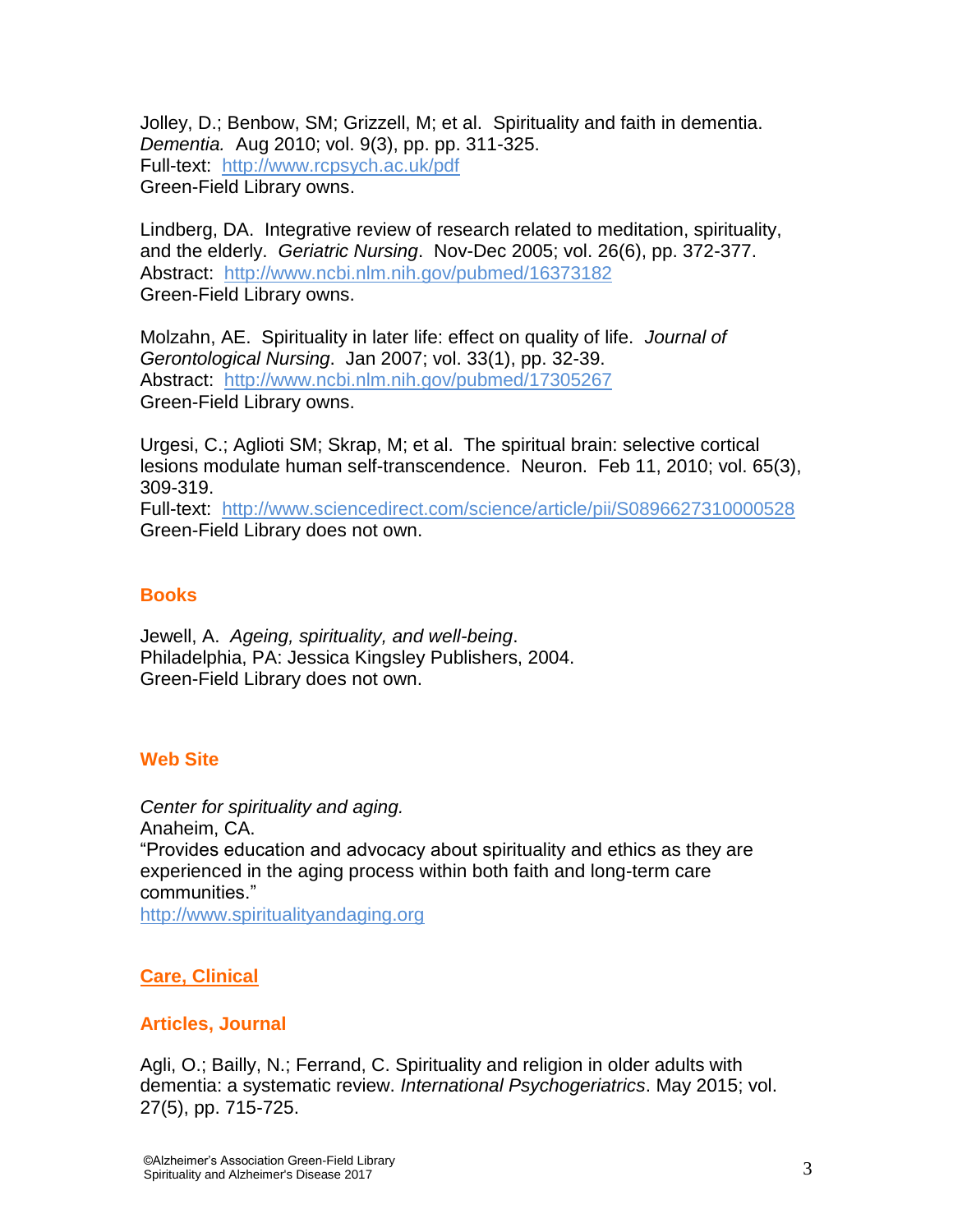Jolley, D.; Benbow, SM; Grizzell, M; et al. Spirituality and faith in dementia. *Dementia.* Aug 2010; vol. 9(3), pp. pp. 311-325.
Full-text: http://www.rcpsych.ac.uk/pdf
Green-Field Library owns.

Lindberg, DA. Integrative review of research related to meditation, spirituality, and the elderly. *Geriatric Nursing*. Nov-Dec 2005; vol. 26(6), pp. 372-377.
Abstract: http://www.ncbi.nlm.nih.gov/pubmed/16373182
Green-Field Library owns.

Molzahn, AE. Spirituality in later life: effect on quality of life. *Journal of Gerontological Nursing*. Jan 2007; vol. 33(1), pp. 32-39.
Abstract: http://www.ncbi.nlm.nih.gov/pubmed/17305267
Green-Field Library owns.

Urgesi, C.; Aglioti SM; Skrap, M; et al. The spiritual brain: selective cortical lesions modulate human self-transcendence. Neuron. Feb 11, 2010; vol. 65(3), 309-319.
Full-text: http://www.sciencedirect.com/science/article/pii/S0896627310000528
Green-Field Library does not own.

### Books

Jewell, A. *Ageing, spirituality, and well-being*.
Philadelphia, PA: Jessica Kingsley Publishers, 2004.
Green-Field Library does not own.

### Web Site

*Center for spirituality and aging.*
Anaheim, CA.
"Provides education and advocacy about spirituality and ethics as they are experienced in the aging process within both faith and long-term care communities."
http://www.spiritualityandaging.org

## Care, Clinical

### Articles, Journal

Agli, O.; Bailly, N.; Ferrand, C. Spirituality and religion in older adults with dementia: a systematic review. *International Psychogeriatrics*. May 2015; vol. 27(5), pp. 715-725.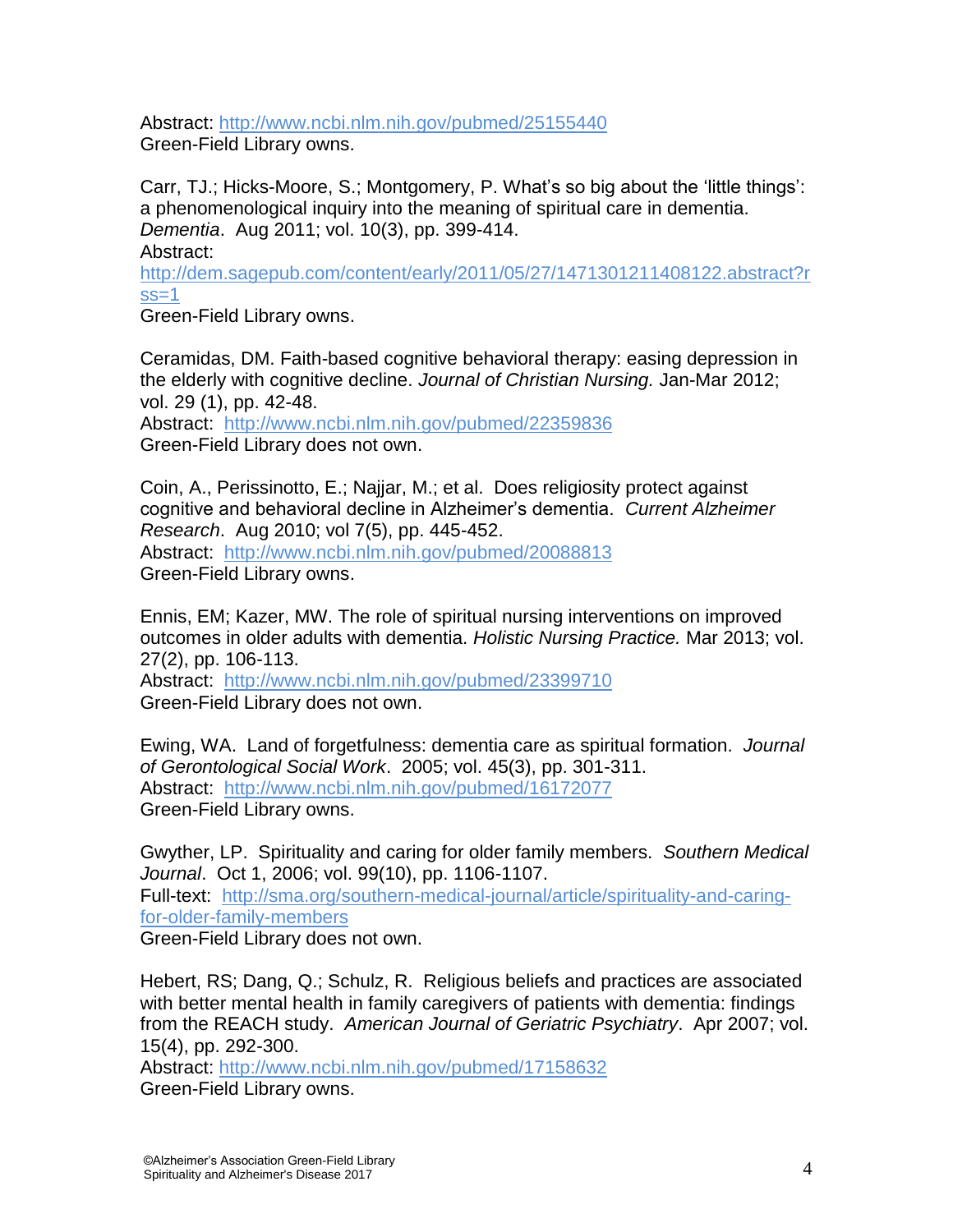Abstract: http://www.ncbi.nlm.nih.gov/pubmed/25155440
Green-Field Library owns.

Carr, TJ.; Hicks-Moore, S.; Montgomery, P. What's so big about the 'little things': a phenomenological inquiry into the meaning of spiritual care in dementia. *Dementia*. Aug 2011; vol. 10(3), pp. 399-414.
Abstract:
http://dem.sagepub.com/content/early/2011/05/27/1471301211408122.abstract?rss=1
Green-Field Library owns.

Ceramidas, DM. Faith-based cognitive behavioral therapy: easing depression in the elderly with cognitive decline. *Journal of Christian Nursing.* Jan-Mar 2012; vol. 29 (1), pp. 42-48.
Abstract: http://www.ncbi.nlm.nih.gov/pubmed/22359836
Green-Field Library does not own.

Coin, A., Perissinotto, E.; Najjar, M.; et al. Does religiosity protect against cognitive and behavioral decline in Alzheimer's dementia. *Current Alzheimer Research*. Aug 2010; vol 7(5), pp. 445-452.
Abstract: http://www.ncbi.nlm.nih.gov/pubmed/20088813
Green-Field Library owns.

Ennis, EM; Kazer, MW. The role of spiritual nursing interventions on improved outcomes in older adults with dementia. *Holistic Nursing Practice.* Mar 2013; vol. 27(2), pp. 106-113.
Abstract: http://www.ncbi.nlm.nih.gov/pubmed/23399710
Green-Field Library does not own.

Ewing, WA. Land of forgetfulness: dementia care as spiritual formation. *Journal of Gerontological Social Work*. 2005; vol. 45(3), pp. 301-311.
Abstract: http://www.ncbi.nlm.nih.gov/pubmed/16172077
Green-Field Library owns.

Gwyther, LP. Spirituality and caring for older family members. *Southern Medical Journal*. Oct 1, 2006; vol. 99(10), pp. 1106-1107.
Full-text: http://sma.org/southern-medical-journal/article/spirituality-and-caring-for-older-family-members
Green-Field Library does not own.

Hebert, RS; Dang, Q.; Schulz, R. Religious beliefs and practices are associated with better mental health in family caregivers of patients with dementia: findings from the REACH study. *American Journal of Geriatric Psychiatry*. Apr 2007; vol. 15(4), pp. 292-300.
Abstract: http://www.ncbi.nlm.nih.gov/pubmed/17158632
Green-Field Library owns.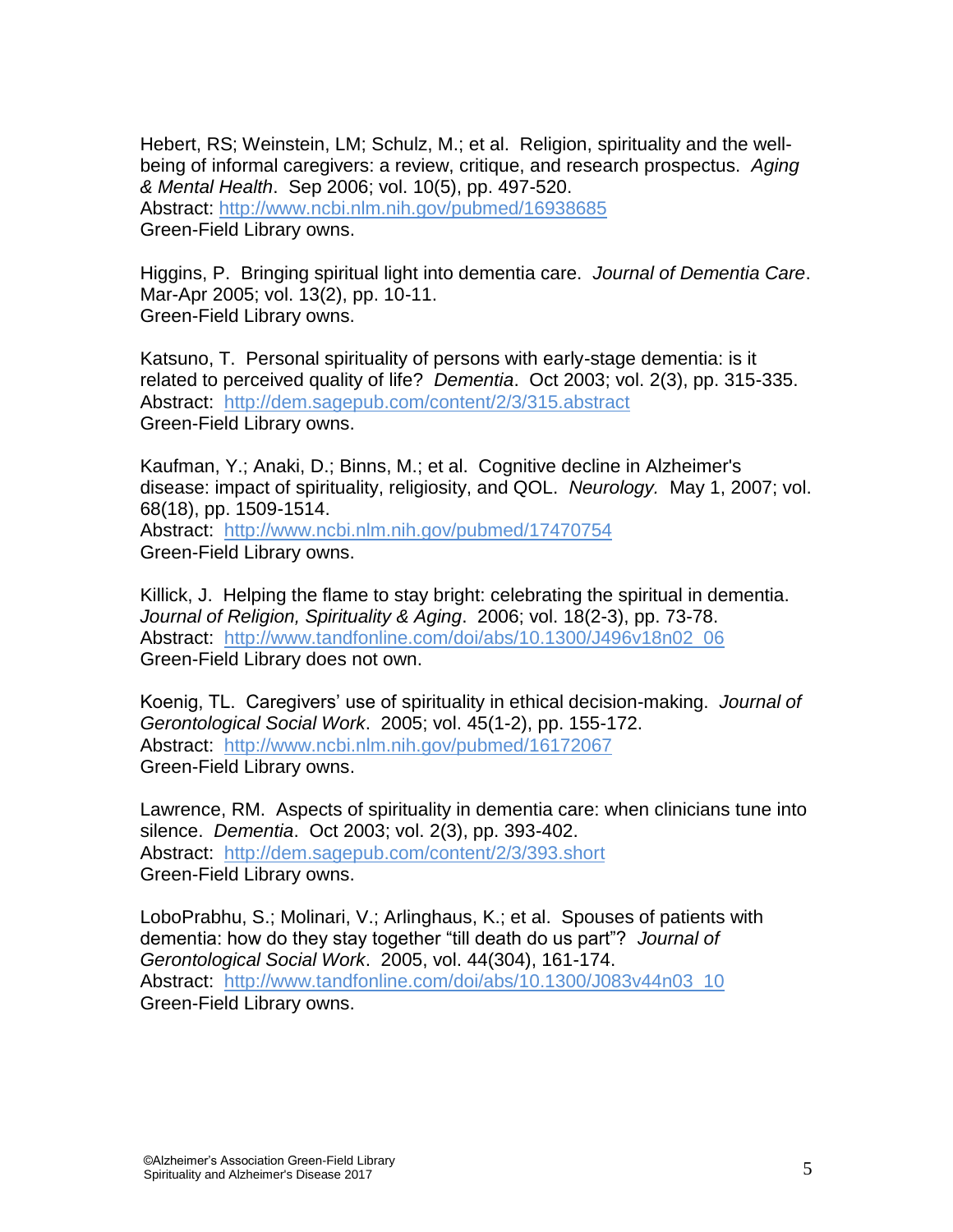Hebert, RS; Weinstein, LM; Schulz, M.; et al. Religion, spirituality and the well-being of informal caregivers: a review, critique, and research prospectus. *Aging & Mental Health*. Sep 2006; vol. 10(5), pp. 497-520.
Abstract: http://www.ncbi.nlm.nih.gov/pubmed/16938685
Green-Field Library owns.

Higgins, P. Bringing spiritual light into dementia care. *Journal of Dementia Care*. Mar-Apr 2005; vol. 13(2), pp. 10-11.
Green-Field Library owns.

Katsuno, T. Personal spirituality of persons with early-stage dementia: is it related to perceived quality of life? *Dementia*. Oct 2003; vol. 2(3), pp. 315-335.
Abstract: http://dem.sagepub.com/content/2/3/315.abstract
Green-Field Library owns.

Kaufman, Y.; Anaki, D.; Binns, M.; et al. Cognitive decline in Alzheimer's disease: impact of spirituality, religiosity, and QOL. *Neurology.* May 1, 2007; vol. 68(18), pp. 1509-1514.
Abstract: http://www.ncbi.nlm.nih.gov/pubmed/17470754
Green-Field Library owns.

Killick, J. Helping the flame to stay bright: celebrating the spiritual in dementia. *Journal of Religion, Spirituality & Aging*. 2006; vol. 18(2-3), pp. 73-78.
Abstract: http://www.tandfonline.com/doi/abs/10.1300/J496v18n02_06
Green-Field Library does not own.

Koenig, TL. Caregivers' use of spirituality in ethical decision-making. *Journal of Gerontological Social Work*. 2005; vol. 45(1-2), pp. 155-172.
Abstract: http://www.ncbi.nlm.nih.gov/pubmed/16172067
Green-Field Library owns.

Lawrence, RM. Aspects of spirituality in dementia care: when clinicians tune into silence. *Dementia*. Oct 2003; vol. 2(3), pp. 393-402.
Abstract: http://dem.sagepub.com/content/2/3/393.short
Green-Field Library owns.

LoboPrabhu, S.; Molinari, V.; Arlinghaus, K.; et al. Spouses of patients with dementia: how do they stay together "till death do us part"? *Journal of Gerontological Social Work*. 2005, vol. 44(304), 161-174.
Abstract: http://www.tandfonline.com/doi/abs/10.1300/J083v44n03_10
Green-Field Library owns.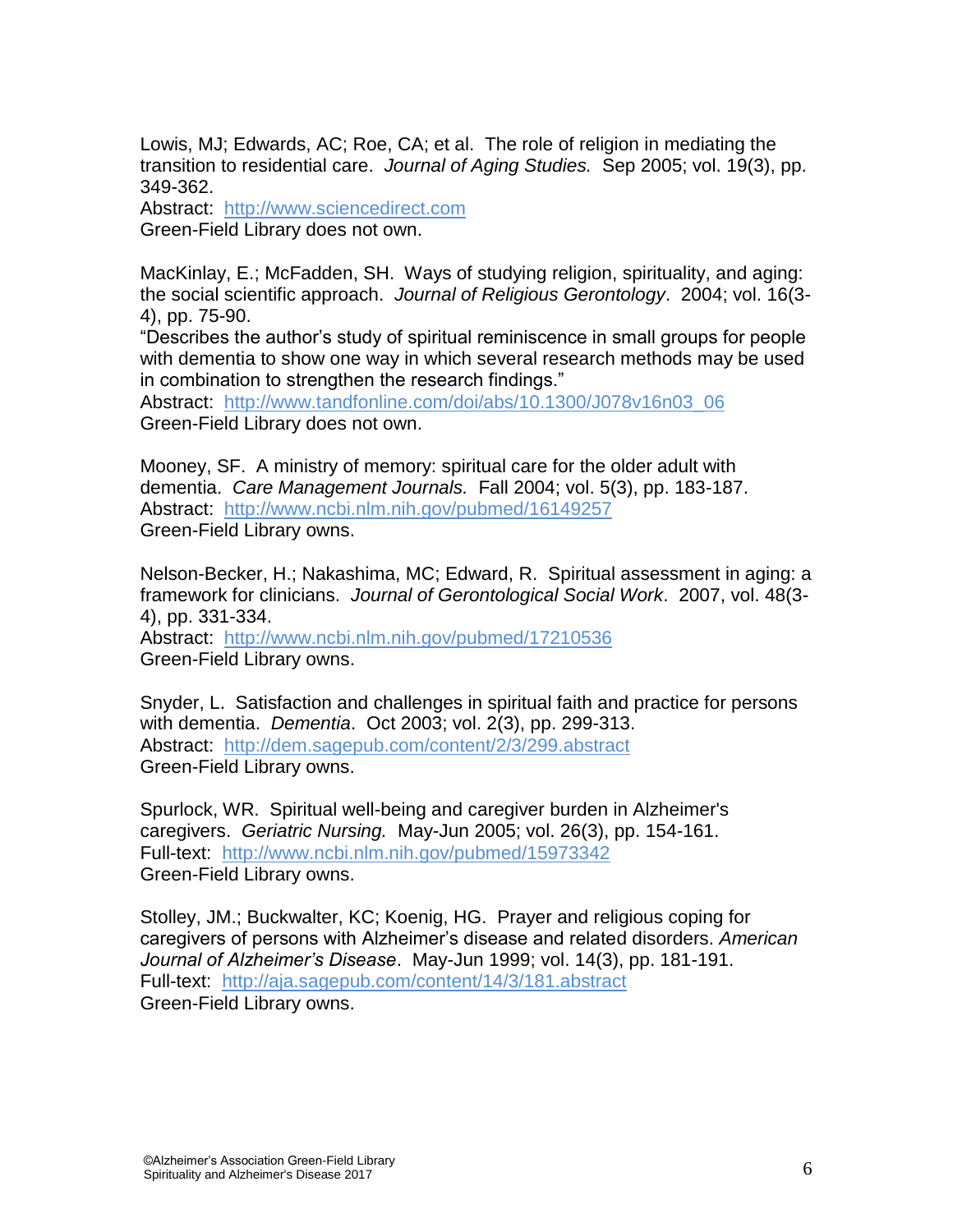Lowis, MJ; Edwards, AC; Roe, CA; et al. The role of religion in mediating the transition to residential care. *Journal of Aging Studies.* Sep 2005; vol. 19(3), pp. 349-362.
Abstract: http://www.sciencedirect.com
Green-Field Library does not own.

MacKinlay, E.; McFadden, SH. Ways of studying religion, spirituality, and aging: the social scientific approach. *Journal of Religious Gerontology*. 2004; vol. 16(3-4), pp. 75-90.
"Describes the author's study of spiritual reminiscence in small groups for people with dementia to show one way in which several research methods may be used in combination to strengthen the research findings."
Abstract: http://www.tandfonline.com/doi/abs/10.1300/J078v16n03_06
Green-Field Library does not own.

Mooney, SF. A ministry of memory: spiritual care for the older adult with dementia. *Care Management Journals.* Fall 2004; vol. 5(3), pp. 183-187.
Abstract: http://www.ncbi.nlm.nih.gov/pubmed/16149257
Green-Field Library owns.

Nelson-Becker, H.; Nakashima, MC; Edward, R. Spiritual assessment in aging: a framework for clinicians. *Journal of Gerontological Social Work*. 2007, vol. 48(3-4), pp. 331-334.
Abstract: http://www.ncbi.nlm.nih.gov/pubmed/17210536
Green-Field Library owns.

Snyder, L. Satisfaction and challenges in spiritual faith and practice for persons with dementia. *Dementia*. Oct 2003; vol. 2(3), pp. 299-313.
Abstract: http://dem.sagepub.com/content/2/3/299.abstract
Green-Field Library owns.

Spurlock, WR. Spiritual well-being and caregiver burden in Alzheimer's caregivers. *Geriatric Nursing.* May-Jun 2005; vol. 26(3), pp. 154-161.
Full-text: http://www.ncbi.nlm.nih.gov/pubmed/15973342
Green-Field Library owns.

Stolley, JM.; Buckwalter, KC; Koenig, HG. Prayer and religious coping for caregivers of persons with Alzheimer's disease and related disorders. *American Journal of Alzheimer's Disease*. May-Jun 1999; vol. 14(3), pp. 181-191.
Full-text: http://aja.sagepub.com/content/14/3/181.abstract
Green-Field Library owns.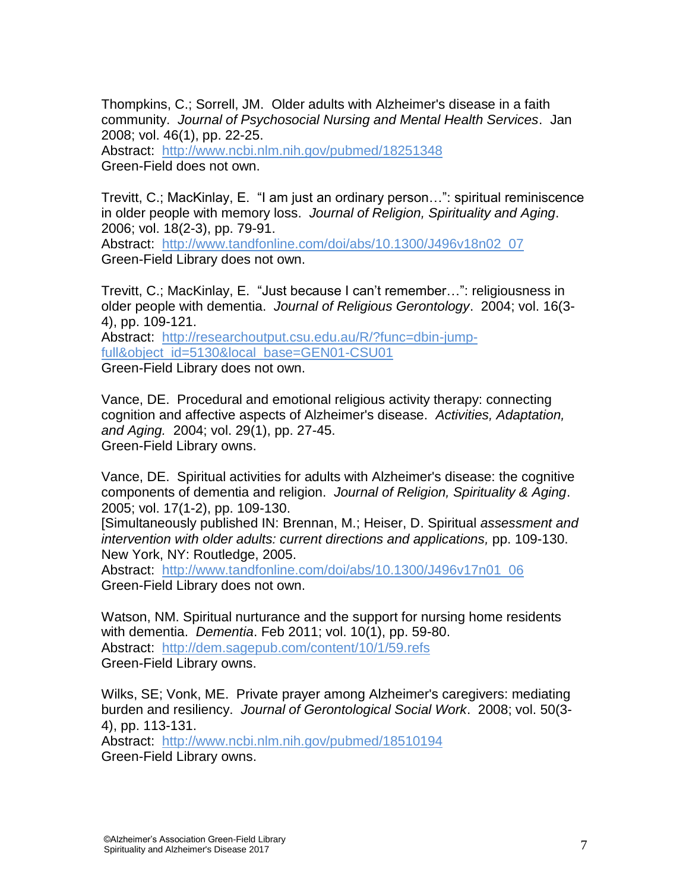Thompkins, C.; Sorrell, JM. Older adults with Alzheimer's disease in a faith community. *Journal of Psychosocial Nursing and Mental Health Services*. Jan 2008; vol. 46(1), pp. 22-25.
Abstract: http://www.ncbi.nlm.nih.gov/pubmed/18251348
Green-Field does not own.

Trevitt, C.; MacKinlay, E. "I am just an ordinary person…": spiritual reminiscence in older people with memory loss. *Journal of Religion, Spirituality and Aging*. 2006; vol. 18(2-3), pp. 79-91.
Abstract: http://www.tandfonline.com/doi/abs/10.1300/J496v18n02_07
Green-Field Library does not own.

Trevitt, C.; MacKinlay, E. "Just because I can't remember…": religiousness in older people with dementia. *Journal of Religious Gerontology*. 2004; vol. 16(3-4), pp. 109-121.
Abstract: http://researchoutput.csu.edu.au/R/?func=dbin-jump-full&object_id=5130&local_base=GEN01-CSU01
Green-Field Library does not own.

Vance, DE. Procedural and emotional religious activity therapy: connecting cognition and affective aspects of Alzheimer's disease. *Activities, Adaptation, and Aging.* 2004; vol. 29(1), pp. 27-45.
Green-Field Library owns.

Vance, DE. Spiritual activities for adults with Alzheimer's disease: the cognitive components of dementia and religion. *Journal of Religion, Spirituality & Aging*. 2005; vol. 17(1-2), pp. 109-130.
[Simultaneously published IN: Brennan, M.; Heiser, D. Spiritual *assessment and intervention with older adults: current directions and applications,* pp. 109-130. New York, NY: Routledge, 2005.
Abstract: http://www.tandfonline.com/doi/abs/10.1300/J496v17n01_06
Green-Field Library does not own.

Watson, NM. Spiritual nurturance and the support for nursing home residents with dementia. *Dementia*. Feb 2011; vol. 10(1), pp. 59-80.
Abstract: http://dem.sagepub.com/content/10/1/59.refs
Green-Field Library owns.

Wilks, SE; Vonk, ME. Private prayer among Alzheimer's caregivers: mediating burden and resiliency. *Journal of Gerontological Social Work*. 2008; vol. 50(3-4), pp. 113-131.
Abstract: http://www.ncbi.nlm.nih.gov/pubmed/18510194
Green-Field Library owns.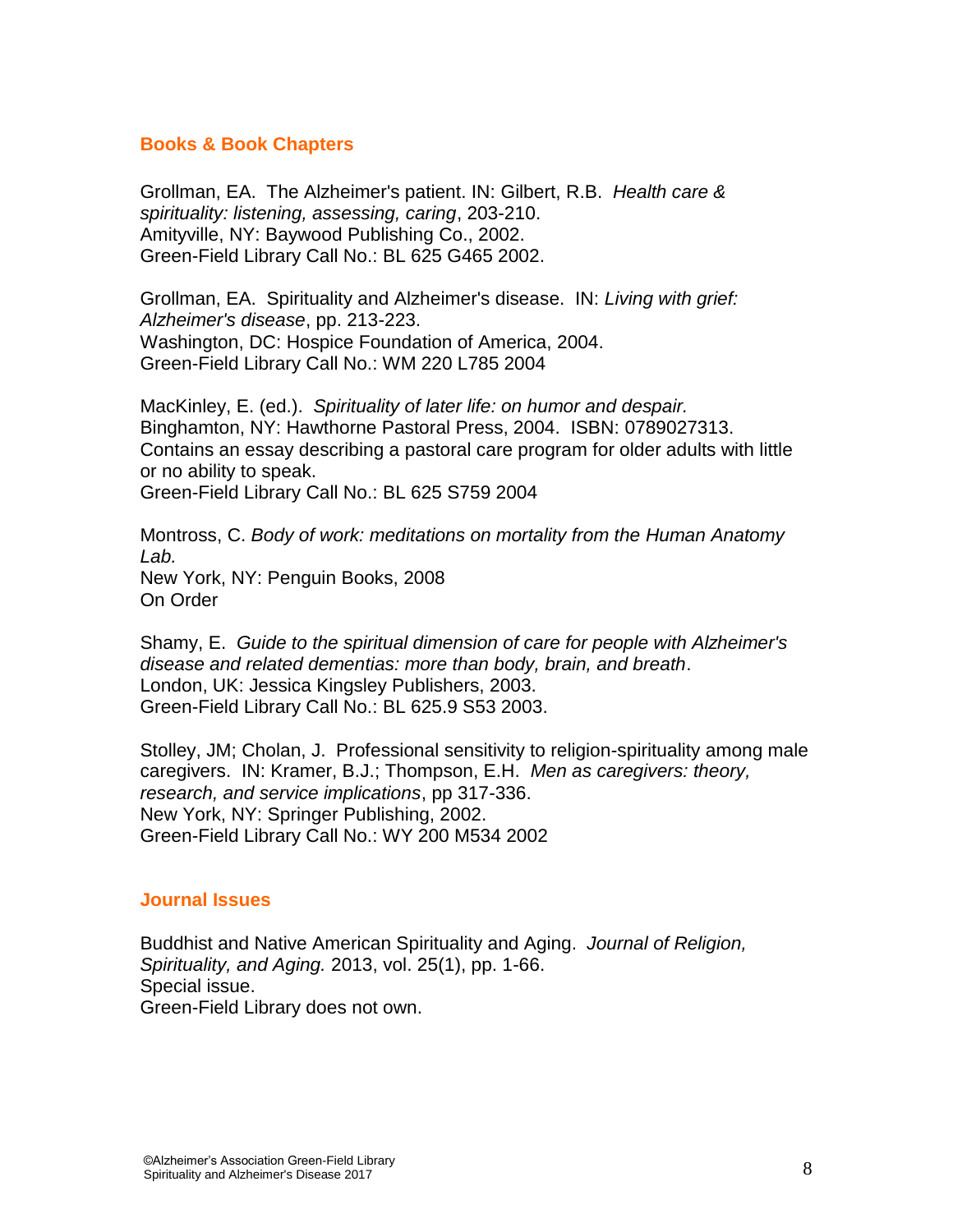## Books & Book Chapters

Grollman, EA. The Alzheimer's patient. IN: Gilbert, R.B. *Health care & spirituality: listening, assessing, caring*, 203-210.
Amityville, NY: Baywood Publishing Co., 2002.
Green-Field Library Call No.: BL 625 G465 2002.

Grollman, EA. Spirituality and Alzheimer's disease. IN: *Living with grief: Alzheimer's disease*, pp. 213-223.
Washington, DC: Hospice Foundation of America, 2004.
Green-Field Library Call No.: WM 220 L785 2004

MacKinley, E. (ed.). *Spirituality of later life: on humor and despair.*
Binghamton, NY: Hawthorne Pastoral Press, 2004. ISBN: 0789027313.
Contains an essay describing a pastoral care program for older adults with little or no ability to speak.
Green-Field Library Call No.: BL 625 S759 2004

Montross, C. *Body of work: meditations on mortality from the Human Anatomy Lab.*
New York, NY: Penguin Books, 2008
On Order

Shamy, E. *Guide to the spiritual dimension of care for people with Alzheimer's disease and related dementias: more than body, brain, and breath*.
London, UK: Jessica Kingsley Publishers, 2003.
Green-Field Library Call No.: BL 625.9 S53 2003.

Stolley, JM; Cholan, J. Professional sensitivity to religion-spirituality among male caregivers. IN: Kramer, B.J.; Thompson, E.H. *Men as caregivers: theory, research, and service implications*, pp 317-336.
New York, NY: Springer Publishing, 2002.
Green-Field Library Call No.: WY 200 M534 2002

## Journal Issues

Buddhist and Native American Spirituality and Aging. *Journal of Religion, Spirituality, and Aging.* 2013, vol. 25(1), pp. 1-66.
Special issue.
Green-Field Library does not own.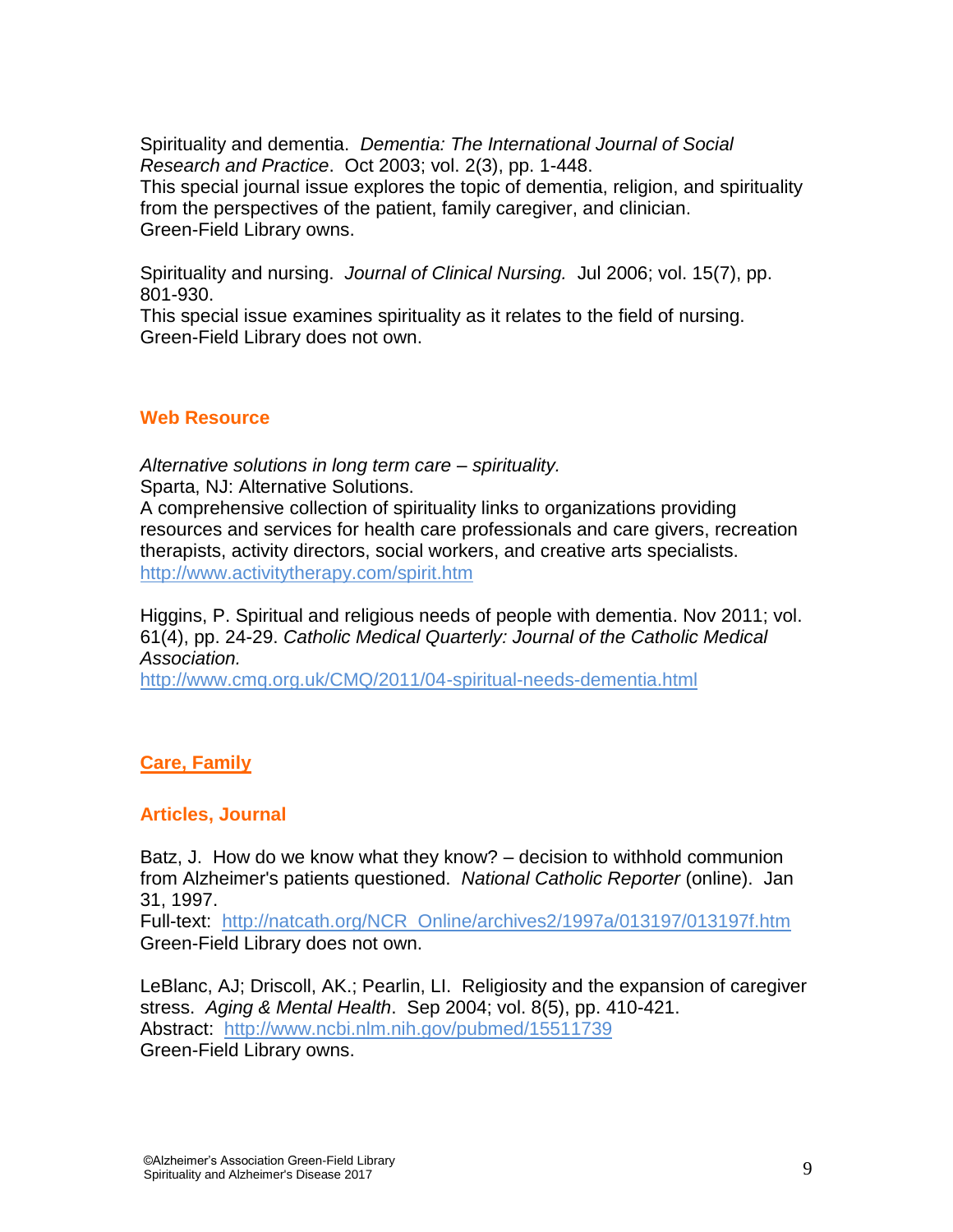Spirituality and dementia. *Dementia: The International Journal of Social Research and Practice*. Oct 2003; vol. 2(3), pp. 1-448.
This special journal issue explores the topic of dementia, religion, and spirituality from the perspectives of the patient, family caregiver, and clinician.
Green-Field Library owns.

Spirituality and nursing. *Journal of Clinical Nursing.* Jul 2006; vol. 15(7), pp. 801-930.
This special issue examines spirituality as it relates to the field of nursing.
Green-Field Library does not own.

### Web Resource

*Alternative solutions in long term care – spirituality.*
Sparta, NJ: Alternative Solutions.
A comprehensive collection of spirituality links to organizations providing resources and services for health care professionals and care givers, recreation therapists, activity directors, social workers, and creative arts specialists.
http://www.activitytherapy.com/spirit.htm

Higgins, P. Spiritual and religious needs of people with dementia. Nov 2011; vol. 61(4), pp. 24-29. *Catholic Medical Quarterly: Journal of the Catholic Medical Association.*
http://www.cmq.org.uk/CMQ/2011/04-spiritual-needs-dementia.html

## Care, Family

### Articles, Journal

Batz, J. How do we know what they know? – decision to withhold communion from Alzheimer's patients questioned. *National Catholic Reporter* (online). Jan 31, 1997.
Full-text: http://natcath.org/NCR_Online/archives2/1997a/013197/013197f.htm
Green-Field Library does not own.

LeBlanc, AJ; Driscoll, AK.; Pearlin, LI. Religiosity and the expansion of caregiver stress. *Aging & Mental Health*. Sep 2004; vol. 8(5), pp. 410-421.
Abstract: http://www.ncbi.nlm.nih.gov/pubmed/15511739
Green-Field Library owns.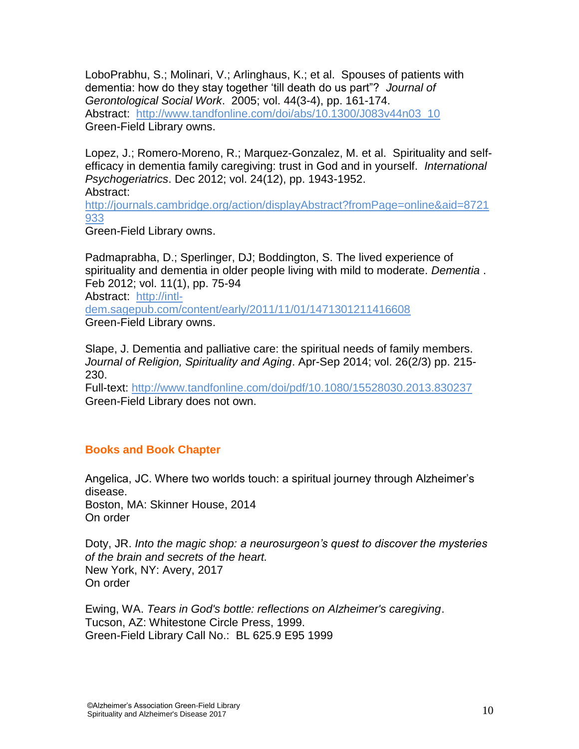LoboPrabhu, S.; Molinari, V.; Arlinghaus, K.; et al. Spouses of patients with dementia: how do they stay together 'till death do us part"? *Journal of Gerontological Social Work*. 2005; vol. 44(3-4), pp. 161-174.
Abstract: http://www.tandfonline.com/doi/abs/10.1300/J083v44n03_10
Green-Field Library owns.

Lopez, J.; Romero-Moreno, R.; Marquez-Gonzalez, M. et al. Spirituality and self-efficacy in dementia family caregiving: trust in God and in yourself. *International Psychogeriatrics*. Dec 2012; vol. 24(12), pp. 1943-1952.
Abstract:
http://journals.cambridge.org/action/displayAbstract?fromPage=online&aid=8721933
Green-Field Library owns.

Padmaprabha, D.; Sperlinger, DJ; Boddington, S. The lived experience of spirituality and dementia in older people living with mild to moderate. *Dementia* . Feb 2012; vol. 11(1), pp. 75-94
Abstract: http://intl-dem.sagepub.com/content/early/2011/11/01/1471301211416608
Green-Field Library owns.

Slape, J. Dementia and palliative care: the spiritual needs of family members. *Journal of Religion, Spirituality and Aging*. Apr-Sep 2014; vol. 26(2/3) pp. 215-230.
Full-text: http://www.tandfonline.com/doi/pdf/10.1080/15528030.2013.830237
Green-Field Library does not own.

## Books and Book Chapter

Angelica, JC. Where two worlds touch: a spiritual journey through Alzheimer's disease.
Boston, MA: Skinner House, 2014
On order

Doty, JR. *Into the magic shop: a neurosurgeon's quest to discover the mysteries of the brain and secrets of the heart.*
New York, NY: Avery, 2017
On order

Ewing, WA. *Tears in God's bottle: reflections on Alzheimer's caregiving*.
Tucson, AZ: Whitestone Circle Press, 1999.
Green-Field Library Call No.: BL 625.9 E95 1999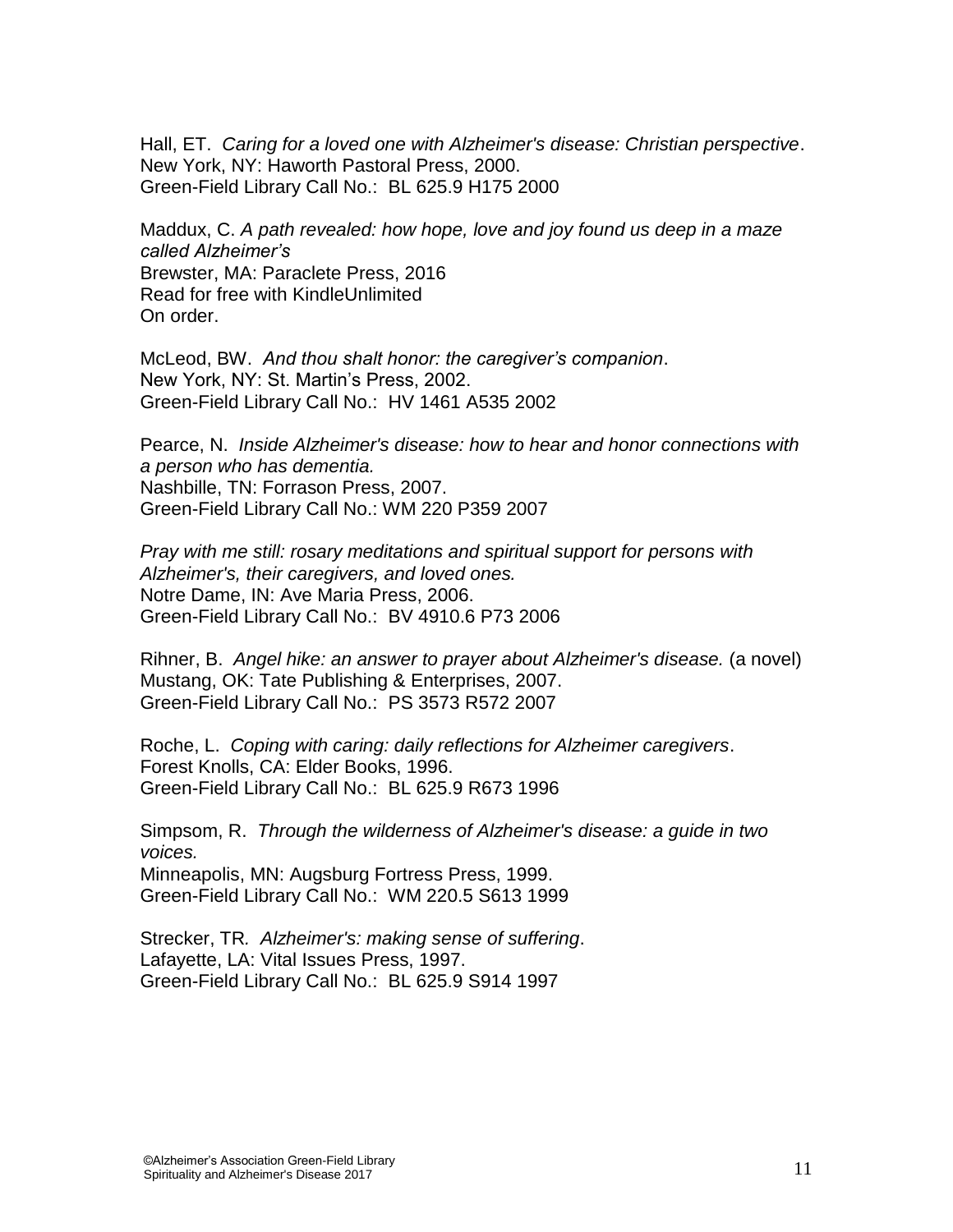Hall, ET. *Caring for a loved one with Alzheimer's disease: Christian perspective*.
New York, NY: Haworth Pastoral Press, 2000.
Green-Field Library Call No.: BL 625.9 H175 2000

Maddux, C. *A path revealed: how hope, love and joy found us deep in a maze called Alzheimer's*
Brewster, MA: Paraclete Press, 2016
Read for free with KindleUnlimited
On order.

McLeod, BW. *And thou shalt honor: the caregiver's companion*.
New York, NY: St. Martin's Press, 2002.
Green-Field Library Call No.: HV 1461 A535 2002

Pearce, N. *Inside Alzheimer's disease: how to hear and honor connections with a person who has dementia.*
Nashbille, TN: Forrason Press, 2007.
Green-Field Library Call No.: WM 220 P359 2007

*Pray with me still: rosary meditations and spiritual support for persons with Alzheimer's, their caregivers, and loved ones.*
Notre Dame, IN: Ave Maria Press, 2006.
Green-Field Library Call No.: BV 4910.6 P73 2006

Rihner, B. *Angel hike: an answer to prayer about Alzheimer's disease.* (a novel)
Mustang, OK: Tate Publishing & Enterprises, 2007.
Green-Field Library Call No.: PS 3573 R572 2007

Roche, L. *Coping with caring: daily reflections for Alzheimer caregivers*.
Forest Knolls, CA: Elder Books, 1996.
Green-Field Library Call No.: BL 625.9 R673 1996

Simpsom, R. *Through the wilderness of Alzheimer's disease: a guide in two voices.*
Minneapolis, MN: Augsburg Fortress Press, 1999.
Green-Field Library Call No.: WM 220.5 S613 1999

Strecker, TR. *Alzheimer's: making sense of suffering*.
Lafayette, LA: Vital Issues Press, 1997.
Green-Field Library Call No.: BL 625.9 S914 1997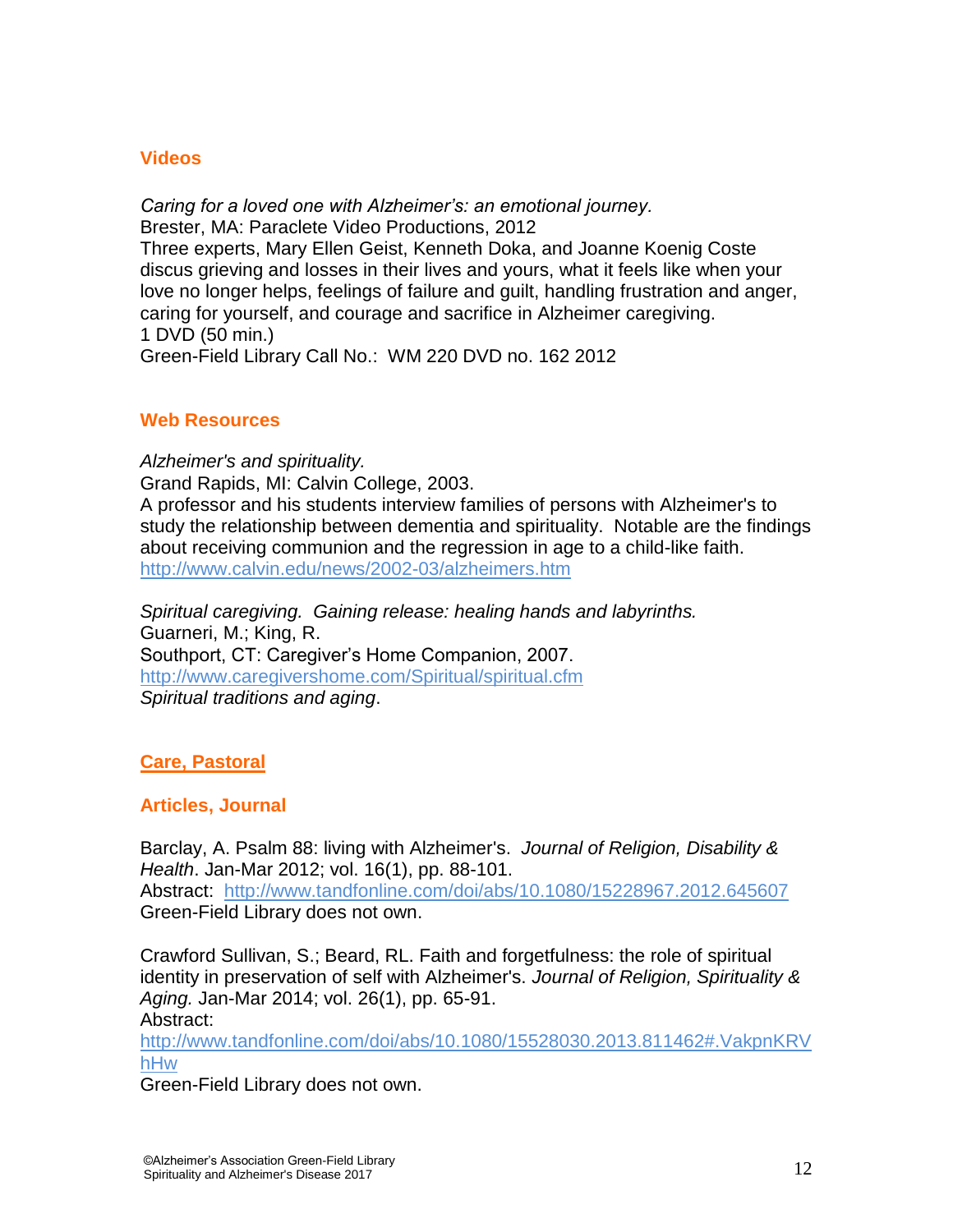### Videos

*Caring for a loved one with Alzheimer's: an emotional journey.*
Brester, MA: Paraclete Video Productions, 2012
Three experts, Mary Ellen Geist, Kenneth Doka, and Joanne Koenig Coste discus grieving and losses in their lives and yours, what it feels like when your love no longer helps, feelings of failure and guilt, handling frustration and anger, caring for yourself, and courage and sacrifice in Alzheimer caregiving.
1 DVD (50 min.)
Green-Field Library Call No.: WM 220 DVD no. 162 2012

### Web Resources

*Alzheimer's and spirituality.*
Grand Rapids, MI: Calvin College, 2003.
A professor and his students interview families of persons with Alzheimer's to study the relationship between dementia and spirituality. Notable are the findings about receiving communion and the regression in age to a child-like faith.
http://www.calvin.edu/news/2002-03/alzheimers.htm

*Spiritual caregiving. Gaining release: healing hands and labyrinths.*
Guarneri, M.; King, R.
Southport, CT: Caregiver's Home Companion, 2007.
http://www.caregivershome.com/Spiritual/spiritual.cfm
*Spiritual traditions and aging*.

## Care, Pastoral

### Articles, Journal

Barclay, A. Psalm 88: living with Alzheimer's. *Journal of Religion, Disability & Health*. Jan-Mar 2012; vol. 16(1), pp. 88-101.
Abstract: http://www.tandfonline.com/doi/abs/10.1080/15228967.2012.645607
Green-Field Library does not own.

Crawford Sullivan, S.; Beard, RL. Faith and forgetfulness: the role of spiritual identity in preservation of self with Alzheimer's. *Journal of Religion, Spirituality & Aging.* Jan-Mar 2014; vol. 26(1), pp. 65-91.
Abstract:
http://www.tandfonline.com/doi/abs/10.1080/15528030.2013.811462#.VakpnKRVhHw
Green-Field Library does not own.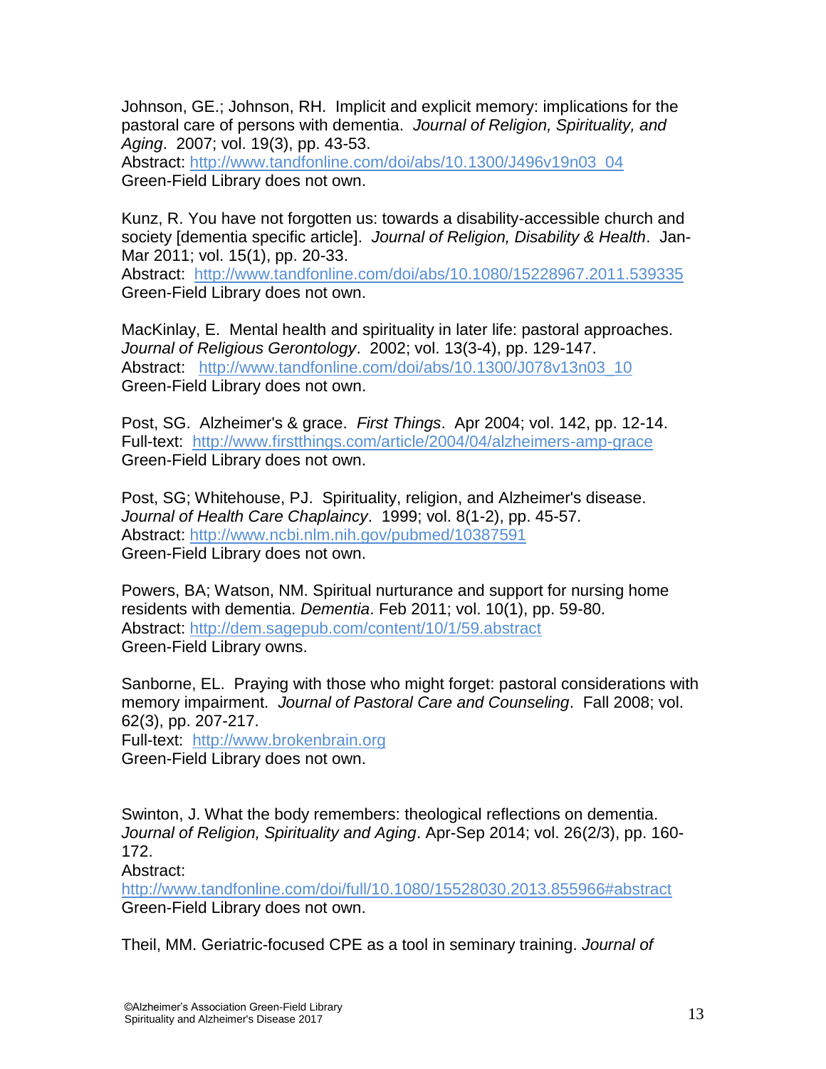Johnson, GE.; Johnson, RH. Implicit and explicit memory: implications for the pastoral care of persons with dementia. *Journal of Religion, Spirituality, and Aging*. 2007; vol. 19(3), pp. 43-53.
Abstract: http://www.tandfonline.com/doi/abs/10.1300/J496v19n03_04
Green-Field Library does not own.

Kunz, R. You have not forgotten us: towards a disability-accessible church and society [dementia specific article]. *Journal of Religion, Disability & Health*. Jan-Mar 2011; vol. 15(1), pp. 20-33.
Abstract: http://www.tandfonline.com/doi/abs/10.1080/15228967.2011.539335
Green-Field Library does not own.

MacKinlay, E. Mental health and spirituality in later life: pastoral approaches. *Journal of Religious Gerontology*. 2002; vol. 13(3-4), pp. 129-147.
Abstract: http://www.tandfonline.com/doi/abs/10.1300/J078v13n03_10
Green-Field Library does not own.

Post, SG. Alzheimer's & grace. *First Things*. Apr 2004; vol. 142, pp. 12-14.
Full-text: http://www.firstthings.com/article/2004/04/alzheimers-amp-grace
Green-Field Library does not own.

Post, SG; Whitehouse, PJ. Spirituality, religion, and Alzheimer's disease. *Journal of Health Care Chaplaincy*. 1999; vol. 8(1-2), pp. 45-57.
Abstract: http://www.ncbi.nlm.nih.gov/pubmed/10387591
Green-Field Library does not own.

Powers, BA; Watson, NM. Spiritual nurturance and support for nursing home residents with dementia. *Dementia*. Feb 2011; vol. 10(1), pp. 59-80.
Abstract: http://dem.sagepub.com/content/10/1/59.abstract
Green-Field Library owns.

Sanborne, EL. Praying with those who might forget: pastoral considerations with memory impairment. *Journal of Pastoral Care and Counseling*. Fall 2008; vol. 62(3), pp. 207-217.
Full-text: http://www.brokenbrain.org
Green-Field Library does not own.

Swinton, J. What the body remembers: theological reflections on dementia. *Journal of Religion, Spirituality and Aging*. Apr-Sep 2014; vol. 26(2/3), pp. 160-172.
Abstract:
http://www.tandfonline.com/doi/full/10.1080/15528030.2013.855966#abstract
Green-Field Library does not own.

Theil, MM. Geriatric-focused CPE as a tool in seminary training. *Journal of*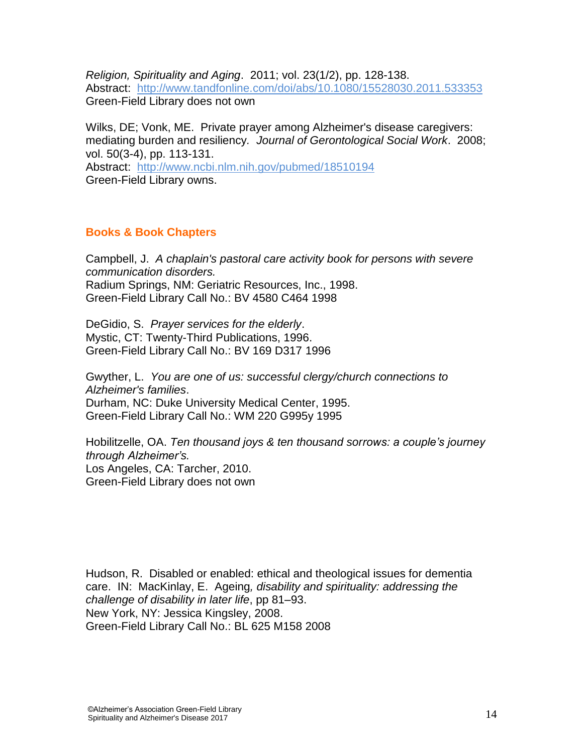*Religion, Spirituality and Aging*. 2011; vol. 23(1/2), pp. 128-138.
Abstract: http://www.tandfonline.com/doi/abs/10.1080/15528030.2011.533353
Green-Field Library does not own

Wilks, DE; Vonk, ME. Private prayer among Alzheimer's disease caregivers: mediating burden and resiliency. *Journal of Gerontological Social Work*. 2008; vol. 50(3-4), pp. 113-131.
Abstract: http://www.ncbi.nlm.nih.gov/pubmed/18510194
Green-Field Library owns.

## Books & Book Chapters

Campbell, J. *A chaplain's pastoral care activity book for persons with severe communication disorders.*
Radium Springs, NM: Geriatric Resources, Inc., 1998.
Green-Field Library Call No.: BV 4580 C464 1998

DeGidio, S. *Prayer services for the elderly*.
Mystic, CT: Twenty-Third Publications, 1996.
Green-Field Library Call No.: BV 169 D317 1996

Gwyther, L. *You are one of us: successful clergy/church connections to Alzheimer's families*.
Durham, NC: Duke University Medical Center, 1995.
Green-Field Library Call No.: WM 220 G995y 1995

Hobilitzelle, OA. *Ten thousand joys & ten thousand sorrows: a couple's journey through Alzheimer's.*
Los Angeles, CA: Tarcher, 2010.
Green-Field Library does not own

Hudson, R. Disabled or enabled: ethical and theological issues for dementia care. IN: MacKinlay, E. Ageing*, disability and spirituality: addressing the challenge of disability in later life*, pp 81–93.
New York, NY: Jessica Kingsley, 2008.
Green-Field Library Call No.: BL 625 M158 2008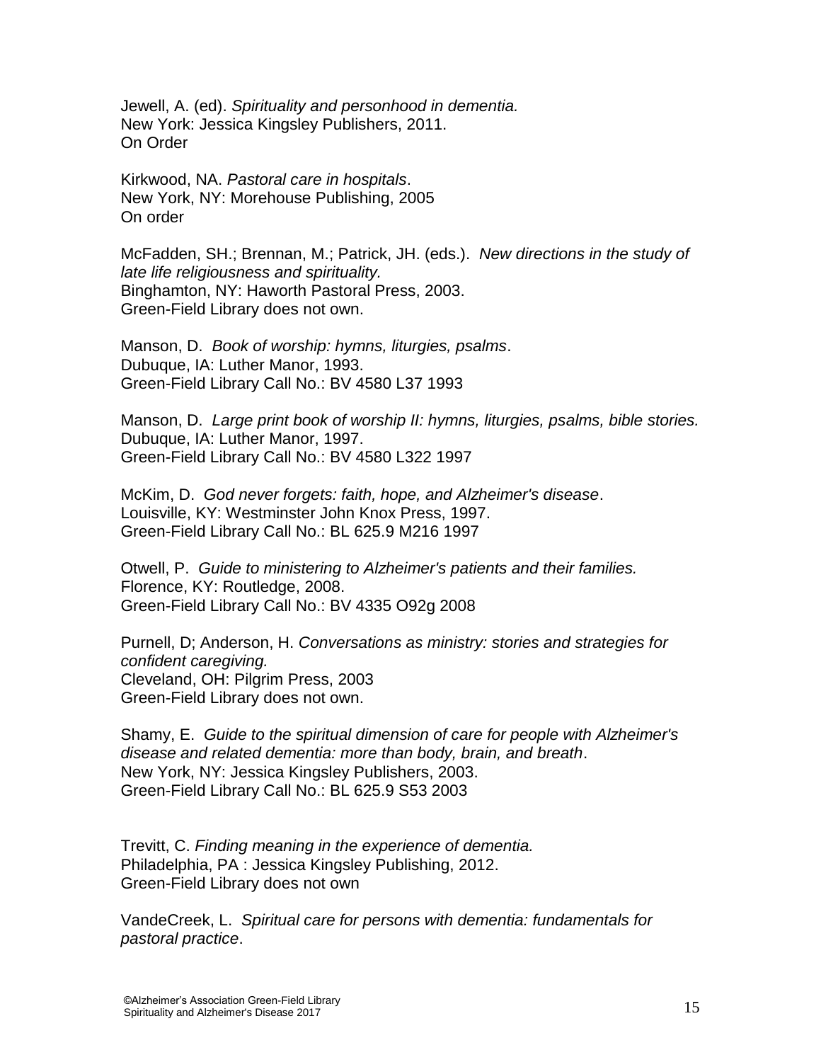Jewell, A. (ed). *Spirituality and personhood in dementia.*
New York: Jessica Kingsley Publishers, 2011.
On Order

Kirkwood, NA. *Pastoral care in hospitals*.
New York, NY: Morehouse Publishing, 2005
On order

McFadden, SH.; Brennan, M.; Patrick, JH. (eds.). *New directions in the study of late life religiousness and spirituality.*
Binghamton, NY: Haworth Pastoral Press, 2003.
Green-Field Library does not own.

Manson, D. *Book of worship: hymns, liturgies, psalms*.
Dubuque, IA: Luther Manor, 1993.
Green-Field Library Call No.: BV 4580 L37 1993

Manson, D. *Large print book of worship II: hymns, liturgies, psalms, bible stories.*
Dubuque, IA: Luther Manor, 1997.
Green-Field Library Call No.: BV 4580 L322 1997

McKim, D. *God never forgets: faith, hope, and Alzheimer's disease*.
Louisville, KY: Westminster John Knox Press, 1997.
Green-Field Library Call No.: BL 625.9 M216 1997

Otwell, P. *Guide to ministering to Alzheimer's patients and their families.*
Florence, KY: Routledge, 2008.
Green-Field Library Call No.: BV 4335 O92g 2008

Purnell, D; Anderson, H. *Conversations as ministry: stories and strategies for confident caregiving.*
Cleveland, OH: Pilgrim Press, 2003
Green-Field Library does not own.

Shamy, E. *Guide to the spiritual dimension of care for people with Alzheimer's disease and related dementia: more than body, brain, and breath*.
New York, NY: Jessica Kingsley Publishers, 2003.
Green-Field Library Call No.: BL 625.9 S53 2003

Trevitt, C. *Finding meaning in the experience of dementia.*
Philadelphia, PA : Jessica Kingsley Publishing, 2012.
Green-Field Library does not own

VandeCreek, L. *Spiritual care for persons with dementia: fundamentals for pastoral practice*.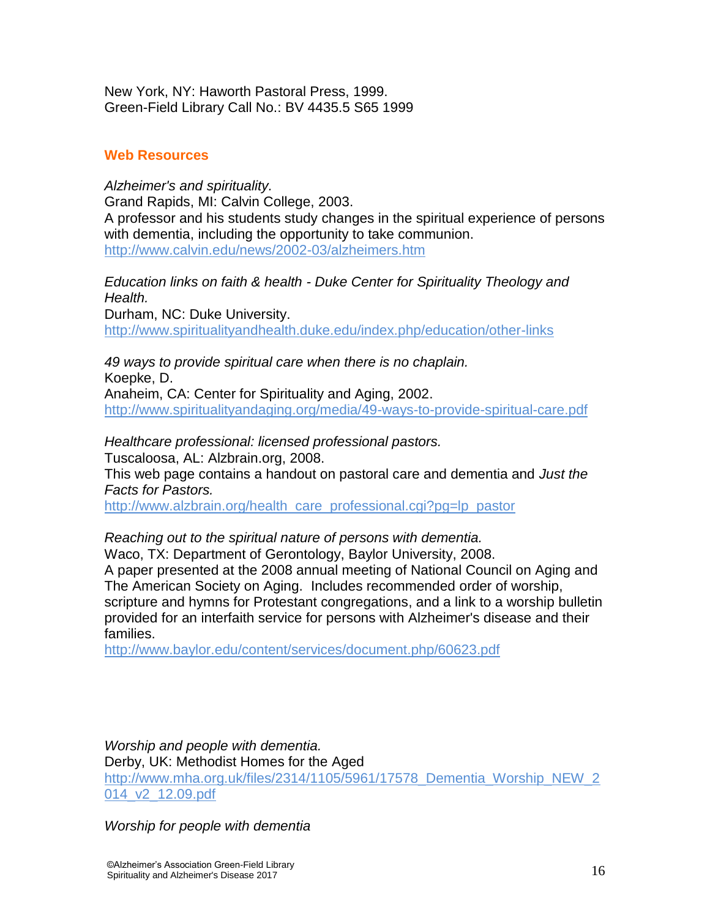New York, NY: Haworth Pastoral Press, 1999.
Green-Field Library Call No.: BV 4435.5 S65 1999

## Web Resources

*Alzheimer's and spirituality.*
Grand Rapids, MI: Calvin College, 2003.
A professor and his students study changes in the spiritual experience of persons with dementia, including the opportunity to take communion.
http://www.calvin.edu/news/2002-03/alzheimers.htm

*Education links on faith & health - Duke Center for Spirituality Theology and Health.*
Durham, NC: Duke University.
http://www.spiritualityandhealth.duke.edu/index.php/education/other-links

*49 ways to provide spiritual care when there is no chaplain.*
Koepke, D.
Anaheim, CA: Center for Spirituality and Aging, 2002.
http://www.spiritualityandaging.org/media/49-ways-to-provide-spiritual-care.pdf

*Healthcare professional: licensed professional pastors.*
Tuscaloosa, AL: Alzbrain.org, 2008.
This web page contains a handout on pastoral care and dementia and *Just the Facts for Pastors.*
http://www.alzbrain.org/health_care_professional.cgi?pg=lp_pastor

*Reaching out to the spiritual nature of persons with dementia.*
Waco, TX: Department of Gerontology, Baylor University, 2008.
A paper presented at the 2008 annual meeting of National Council on Aging and The American Society on Aging. Includes recommended order of worship, scripture and hymns for Protestant congregations, and a link to a worship bulletin provided for an interfaith service for persons with Alzheimer's disease and their families.
http://www.baylor.edu/content/services/document.php/60623.pdf

*Worship and people with dementia.*
Derby, UK: Methodist Homes for the Aged
http://www.mha.org.uk/files/2314/1105/5961/17578_Dementia_Worship_NEW_2014_v2_12.09.pdf

*Worship for people with dementia*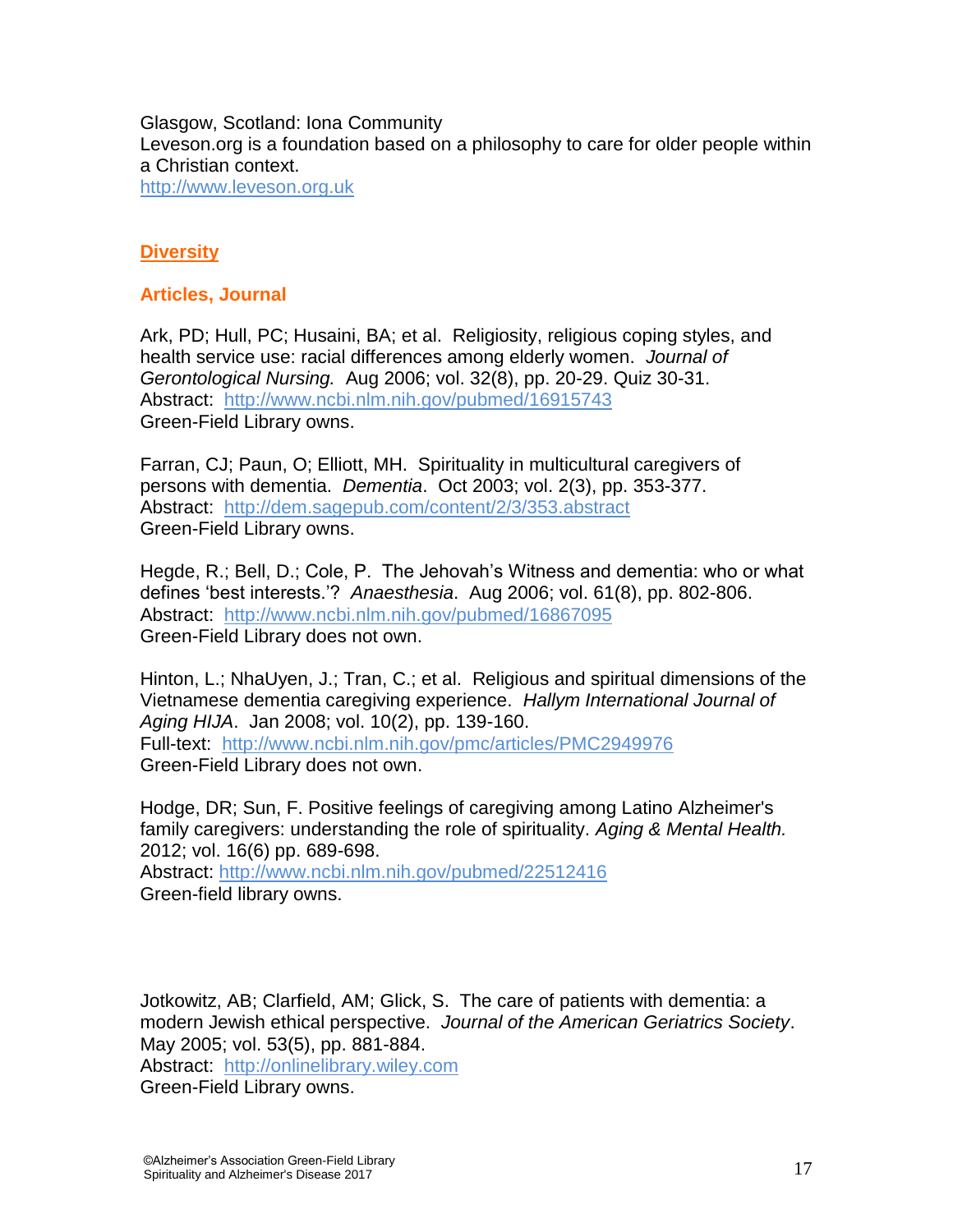Glasgow, Scotland: Iona Community
Leveson.org is a foundation based on a philosophy to care for older people within a Christian context.
http://www.leveson.org.uk

## Diversity

### Articles, Journal

Ark, PD; Hull, PC; Husaini, BA; et al. Religiosity, religious coping styles, and health service use: racial differences among elderly women. *Journal of Gerontological Nursing.* Aug 2006; vol. 32(8), pp. 20-29. Quiz 30-31.
Abstract: http://www.ncbi.nlm.nih.gov/pubmed/16915743
Green-Field Library owns.

Farran, CJ; Paun, O; Elliott, MH. Spirituality in multicultural caregivers of persons with dementia. *Dementia*. Oct 2003; vol. 2(3), pp. 353-377.
Abstract: http://dem.sagepub.com/content/2/3/353.abstract
Green-Field Library owns.

Hegde, R.; Bell, D.; Cole, P. The Jehovah's Witness and dementia: who or what defines 'best interests.'? *Anaesthesia*. Aug 2006; vol. 61(8), pp. 802-806.
Abstract: http://www.ncbi.nlm.nih.gov/pubmed/16867095
Green-Field Library does not own.

Hinton, L.; NhaUyen, J.; Tran, C.; et al. Religious and spiritual dimensions of the Vietnamese dementia caregiving experience. *Hallym International Journal of Aging HIJA*. Jan 2008; vol. 10(2), pp. 139-160.
Full-text: http://www.ncbi.nlm.nih.gov/pmc/articles/PMC2949976
Green-Field Library does not own.

Hodge, DR; Sun, F. Positive feelings of caregiving among Latino Alzheimer's family caregivers: understanding the role of spirituality. *Aging & Mental Health.* 2012; vol. 16(6) pp. 689-698.
Abstract: http://www.ncbi.nlm.nih.gov/pubmed/22512416
Green-field library owns.

Jotkowitz, AB; Clarfield, AM; Glick, S. The care of patients with dementia: a modern Jewish ethical perspective. *Journal of the American Geriatrics Society*. May 2005; vol. 53(5), pp. 881-884.
Abstract: http://onlinelibrary.wiley.com
Green-Field Library owns.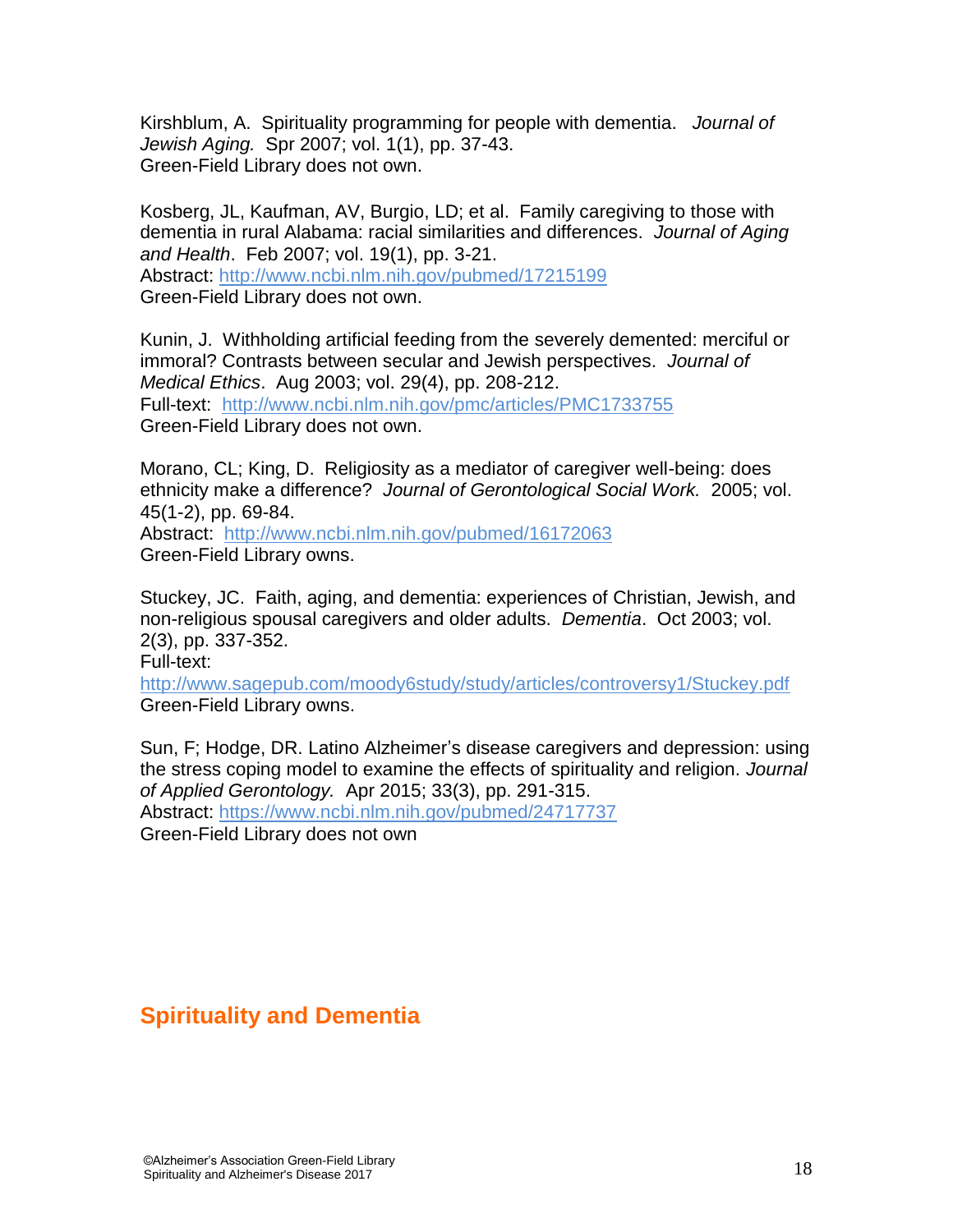Kirshblum, A. Spirituality programming for people with dementia. *Journal of Jewish Aging.* Spr 2007; vol. 1(1), pp. 37-43.
Green-Field Library does not own.

Kosberg, JL, Kaufman, AV, Burgio, LD; et al. Family caregiving to those with dementia in rural Alabama: racial similarities and differences. *Journal of Aging and Health*. Feb 2007; vol. 19(1), pp. 3-21.
Abstract: http://www.ncbi.nlm.nih.gov/pubmed/17215199
Green-Field Library does not own.

Kunin, J. Withholding artificial feeding from the severely demented: merciful or immoral? Contrasts between secular and Jewish perspectives. *Journal of Medical Ethics*. Aug 2003; vol. 29(4), pp. 208-212.
Full-text: http://www.ncbi.nlm.nih.gov/pmc/articles/PMC1733755
Green-Field Library does not own.

Morano, CL; King, D. Religiosity as a mediator of caregiver well-being: does ethnicity make a difference? *Journal of Gerontological Social Work.* 2005; vol. 45(1-2), pp. 69-84.
Abstract: http://www.ncbi.nlm.nih.gov/pubmed/16172063
Green-Field Library owns.

Stuckey, JC. Faith, aging, and dementia: experiences of Christian, Jewish, and non-religious spousal caregivers and older adults. *Dementia*. Oct 2003; vol. 2(3), pp. 337-352.
Full-text:
http://www.sagepub.com/moody6study/study/articles/controversy1/Stuckey.pdf
Green-Field Library owns.

Sun, F; Hodge, DR. Latino Alzheimer's disease caregivers and depression: using the stress coping model to examine the effects of spirituality and religion. *Journal of Applied Gerontology.* Apr 2015; 33(3), pp. 291-315.
Abstract: https://www.ncbi.nlm.nih.gov/pubmed/24717737
Green-Field Library does not own

## Spirituality and Dementia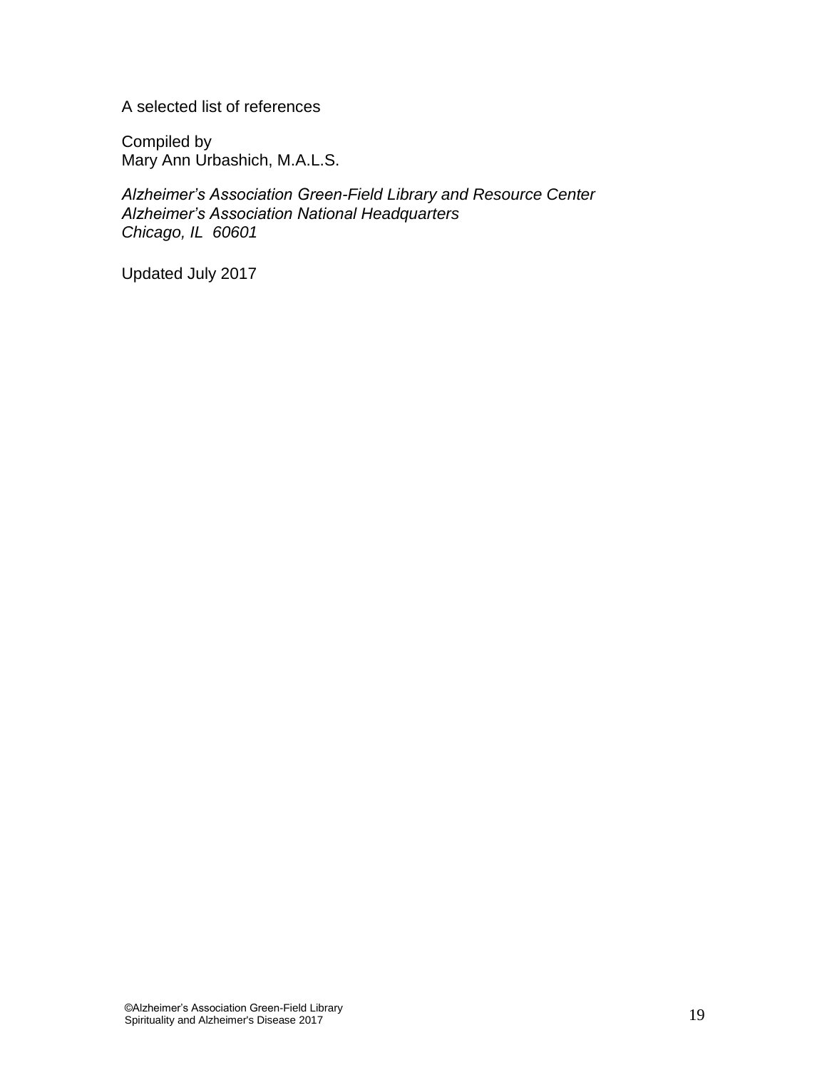A selected list of references

Compiled by
Mary Ann Urbashich, M.A.L.S.

*Alzheimer's Association Green-Field Library and Resource Center*
*Alzheimer's Association National Headquarters*
*Chicago, IL 60601*

Updated July 2017